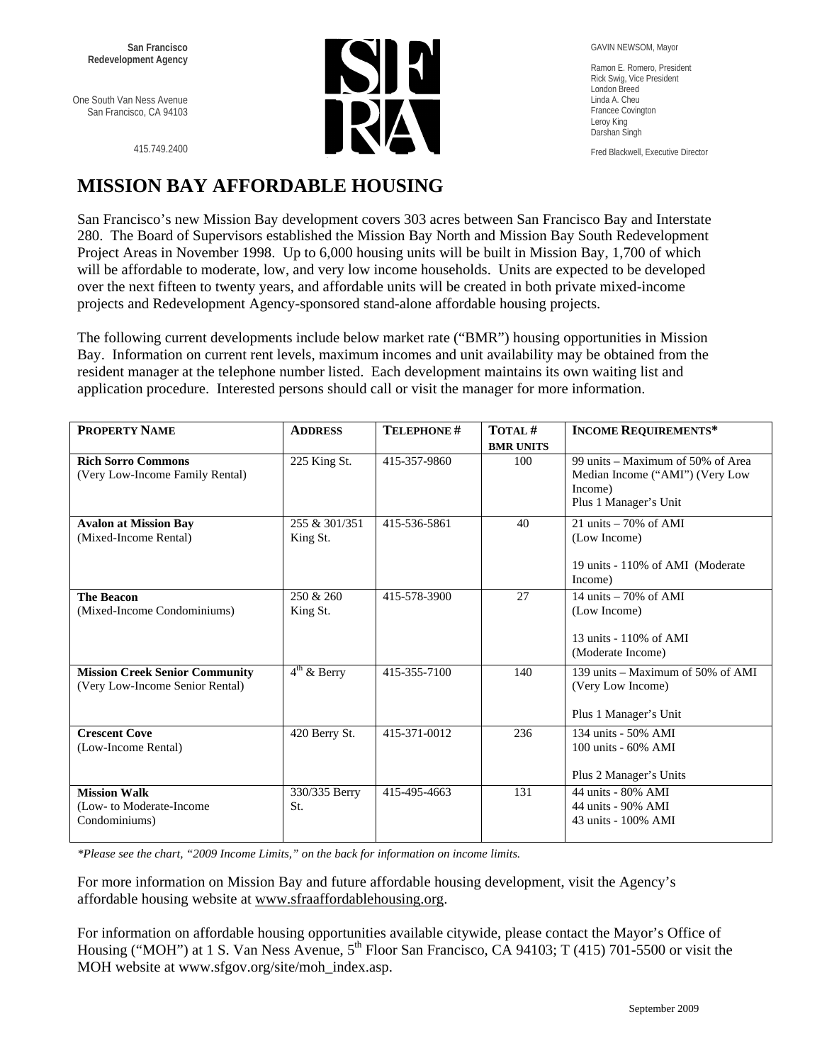San Francisco
Redevelopment Agency

One South Van Ness Avenue
San Francisco, CA 94103

415.749.2400

GAVIN NEWSOM, Mayor

Ramon E. Romero, President
Rick Swig, Vice President
London Breed
Linda A. Cheu
Francee Covington
Leroy King
Darshan Singh

Fred Blackwell, Executive Director

# MISSION BAY AFFORDABLE HOUSING

San Francisco's new Mission Bay development covers 303 acres between San Francisco Bay and Interstate 280. The Board of Supervisors established the Mission Bay North and Mission Bay South Redevelopment Project Areas in November 1998. Up to 6,000 housing units will be built in Mission Bay, 1,700 of which will be affordable to moderate, low, and very low income households. Units are expected to be developed over the next fifteen to twenty years, and affordable units will be created in both private mixed-income projects and Redevelopment Agency-sponsored stand-alone affordable housing projects.

The following current developments include below market rate ("BMR") housing opportunities in Mission Bay. Information on current rent levels, maximum incomes and unit availability may be obtained from the resident manager at the telephone number listed. Each development maintains its own waiting list and application procedure. Interested persons should call or visit the manager for more information.

| PROPERTY NAME | ADDRESS | TELEPHONE # | TOTAL # BMR UNITS | INCOME REQUIREMENTS* |
|---|---|---|---|---|
| **Rich Sorro Commons** (Very Low-Income Family Rental) | 225 King St. | 415-357-9860 | 100 | 99 units – Maximum of 50% of Area Median Income ("AMI") (Very Low Income)<br>Plus 1 Manager's Unit |
| **Avalon at Mission Bay** (Mixed-Income Rental) | 255 & 301/351 King St. | 415-536-5861 | 40 | 21 units – 70% of AMI (Low Income)<br><br>19 units - 110% of AMI (Moderate Income) |
| **The Beacon** (Mixed-Income Condominiums) | 250 & 260 King St. | 415-578-3900 | 27 | 14 units – 70% of AMI (Low Income)<br><br>13 units - 110% of AMI (Moderate Income) |
| **Mission Creek Senior Community** (Very Low-Income Senior Rental) | 4th & Berry | 415-355-7100 | 140 | 139 units – Maximum of 50% of AMI (Very Low Income)<br><br>Plus 1 Manager's Unit |
| **Crescent Cove** (Low-Income Rental) | 420 Berry St. | 415-371-0012 | 236 | 134 units - 50% AMI<br>100 units - 60% AMI<br><br>Plus 2 Manager's Units |
| **Mission Walk** (Low- to Moderate-Income Condominiums) | 330/335 Berry St. | 415-495-4663 | 131 | 44 units - 80% AMI<br>44 units - 90% AMI<br>43 units - 100% AMI |

*\*Please see the chart, "2009 Income Limits," on the back for information on income limits.*

For more information on Mission Bay and future affordable housing development, visit the Agency's affordable housing website at www.sfraaffordablehousing.org.

For information on affordable housing opportunities available citywide, please contact the Mayor's Office of Housing ("MOH") at 1 S. Van Ness Avenue, 5th Floor San Francisco, CA 94103; T (415) 701-5500 or visit the MOH website at www.sfgov.org/site/moh_index.asp.

September 2009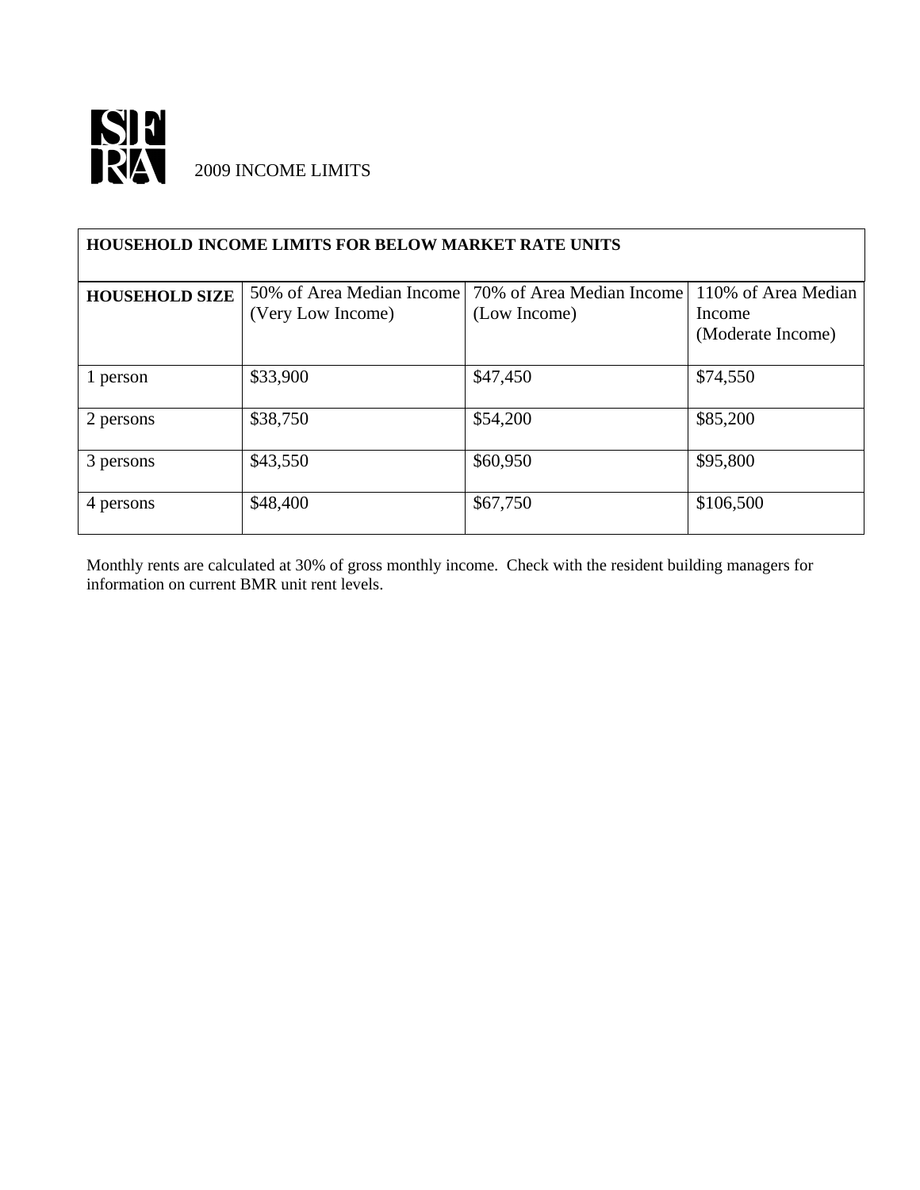SF RA 2009 INCOME LIMITS

| HOUSEHOLD INCOME LIMITS FOR BELOW MARKET RATE UNITS | | | |
|---|---|---|---|
| **HOUSEHOLD SIZE** | 50% of Area Median Income (Very Low Income) | 70% of Area Median Income (Low Income) | 110% of Area Median Income (Moderate Income) |
| 1 person | $33,900 | $47,450 | $74,550 |
| 2 persons | $38,750 | $54,200 | $85,200 |
| 3 persons | $43,550 | $60,950 | $95,800 |
| 4 persons | $48,400 | $67,750 | $106,500 |

Monthly rents are calculated at 30% of gross monthly income. Check with the resident building managers for information on current BMR unit rent levels.